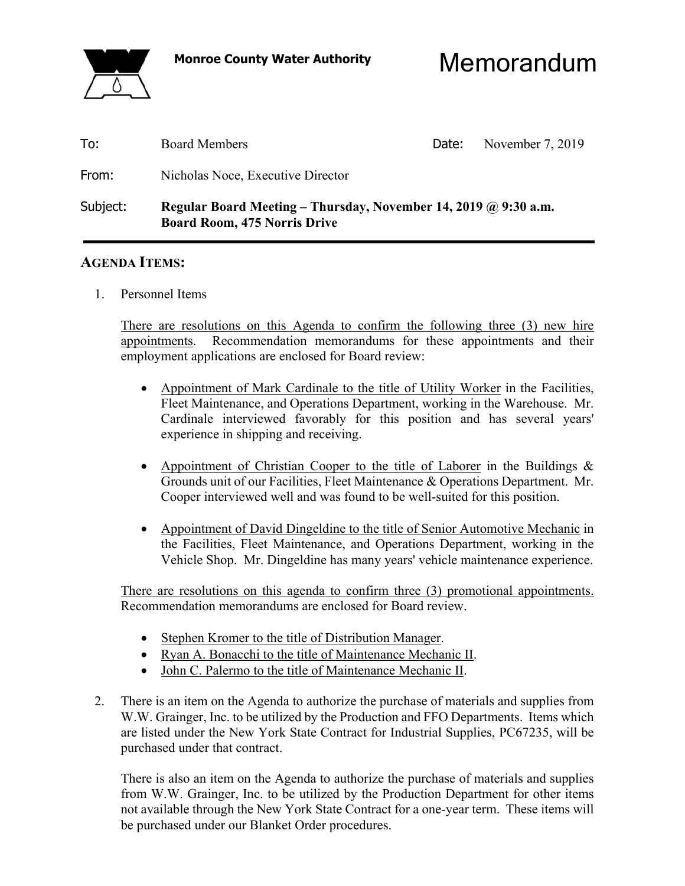**Monroe County Water Authority**

# Memorandum

| | | | |
|---|---|---|---|
| To: | Board Members | Date: | November 7, 2019 |
| From: | Nicholas Noce, Executive Director | | |
| Subject: | **Regular Board Meeting – Thursday, November 14, 2019 @ 9:30 a.m. Board Room, 475 Norris Drive** | | |

---

## AGENDA ITEMS:

1. Personnel Items

   There are resolutions on this Agenda to confirm the following three (3) new hire appointments. Recommendation memorandums for these appointments and their employment applications are enclosed for Board review:

   - Appointment of Mark Cardinale to the title of Utility Worker in the Facilities, Fleet Maintenance, and Operations Department, working in the Warehouse. Mr. Cardinale interviewed favorably for this position and has several years' experience in shipping and receiving.

   - Appointment of Christian Cooper to the title of Laborer in the Buildings & Grounds unit of our Facilities, Fleet Maintenance & Operations Department. Mr. Cooper interviewed well and was found to be well-suited for this position.

   - Appointment of David Dingeldine to the title of Senior Automotive Mechanic in the Facilities, Fleet Maintenance, and Operations Department, working in the Vehicle Shop. Mr. Dingeldine has many years' vehicle maintenance experience.

   There are resolutions on this agenda to confirm three (3) promotional appointments. Recommendation memorandums are enclosed for Board review.

   - Stephen Kromer to the title of Distribution Manager.
   - Ryan A. Bonacchi to the title of Maintenance Mechanic II.
   - John C. Palermo to the title of Maintenance Mechanic II.

2. There is an item on the Agenda to authorize the purchase of materials and supplies from W.W. Grainger, Inc. to be utilized by the Production and FFO Departments. Items which are listed under the New York State Contract for Industrial Supplies, PC67235, will be purchased under that contract.

   There is also an item on the Agenda to authorize the purchase of materials and supplies from W.W. Grainger, Inc. to be utilized by the Production Department for other items not available through the New York State Contract for a one-year term. These items will be purchased under our Blanket Order procedures.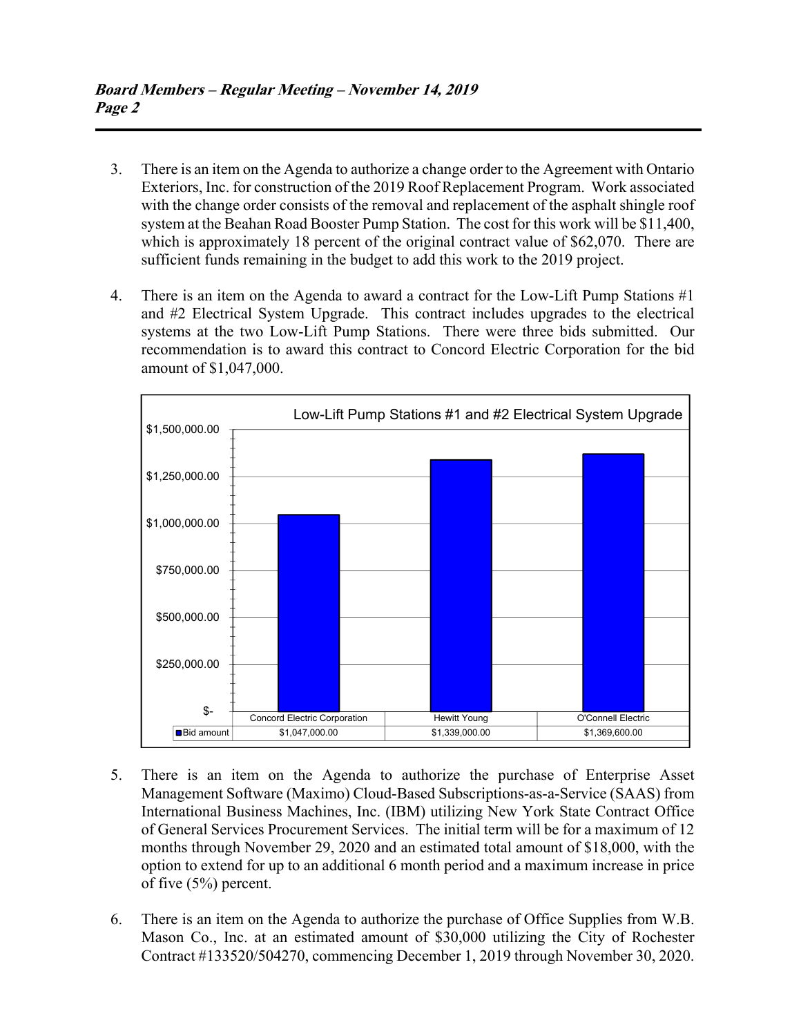3. There is an item on the Agenda to authorize a change order to the Agreement with Ontario Exteriors, Inc. for construction of the 2019 Roof Replacement Program. Work associated with the change order consists of the removal and replacement of the asphalt shingle roof system at the Beahan Road Booster Pump Station. The cost for this work will be $11,400, which is approximately 18 percent of the original contract value of $62,070. There are sufficient funds remaining in the budget to add this work to the 2019 project.

4. There is an item on the Agenda to award a contract for the Low-Lift Pump Stations #1 and #2 Electrical System Upgrade. This contract includes upgrades to the electrical systems at the two Low-Lift Pump Stations. There were three bids submitted. Our recommendation is to award this contract to Concord Electric Corporation for the bid amount of $1,047,000.

**Low-Lift Pump Stations #1 and #2 Electrical System Upgrade**

| | Concord Electric Corporation | Hewitt Young | O'Connell Electric |
|---|---|---|---|
| Bid amount | $1,047,000.00 | $1,339,000.00 | $1,369,600.00 |

5. There is an item on the Agenda to authorize the purchase of Enterprise Asset Management Software (Maximo) Cloud-Based Subscriptions-as-a-Service (SAAS) from International Business Machines, Inc. (IBM) utilizing New York State Contract Office of General Services Procurement Services. The initial term will be for a maximum of 12 months through November 29, 2020 and an estimated total amount of $18,000, with the option to extend for up to an additional 6 month period and a maximum increase in price of five (5%) percent.

6. There is an item on the Agenda to authorize the purchase of Office Supplies from W.B. Mason Co., Inc. at an estimated amount of $30,000 utilizing the City of Rochester Contract #133520/504270, commencing December 1, 2019 through November 30, 2020.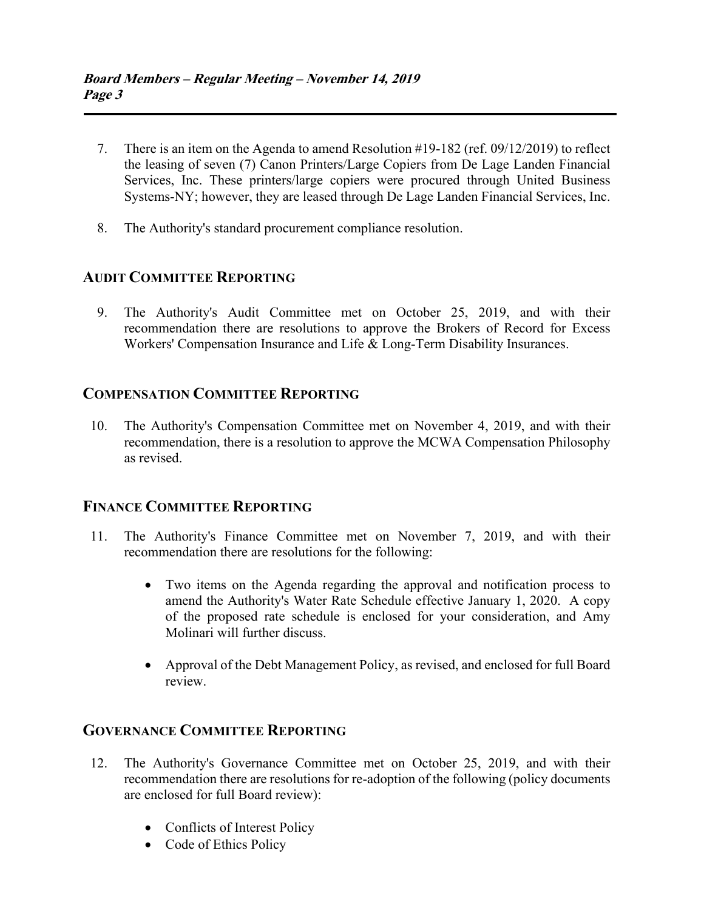7. There is an item on the Agenda to amend Resolution #19-182 (ref. 09/12/2019) to reflect the leasing of seven (7) Canon Printers/Large Copiers from De Lage Landen Financial Services, Inc. These printers/large copiers were procured through United Business Systems-NY; however, they are leased through De Lage Landen Financial Services, Inc.

8. The Authority's standard procurement compliance resolution.

## AUDIT COMMITTEE REPORTING

9. The Authority's Audit Committee met on October 25, 2019, and with their recommendation there are resolutions to approve the Brokers of Record for Excess Workers' Compensation Insurance and Life & Long-Term Disability Insurances.

## COMPENSATION COMMITTEE REPORTING

10. The Authority's Compensation Committee met on November 4, 2019, and with their recommendation, there is a resolution to approve the MCWA Compensation Philosophy as revised.

## FINANCE COMMITTEE REPORTING

11. The Authority's Finance Committee met on November 7, 2019, and with their recommendation there are resolutions for the following:

    - Two items on the Agenda regarding the approval and notification process to amend the Authority's Water Rate Schedule effective January 1, 2020. A copy of the proposed rate schedule is enclosed for your consideration, and Amy Molinari will further discuss.

    - Approval of the Debt Management Policy, as revised, and enclosed for full Board review.

## GOVERNANCE COMMITTEE REPORTING

12. The Authority's Governance Committee met on October 25, 2019, and with their recommendation there are resolutions for re-adoption of the following (policy documents are enclosed for full Board review):

    - Conflicts of Interest Policy
    - Code of Ethics Policy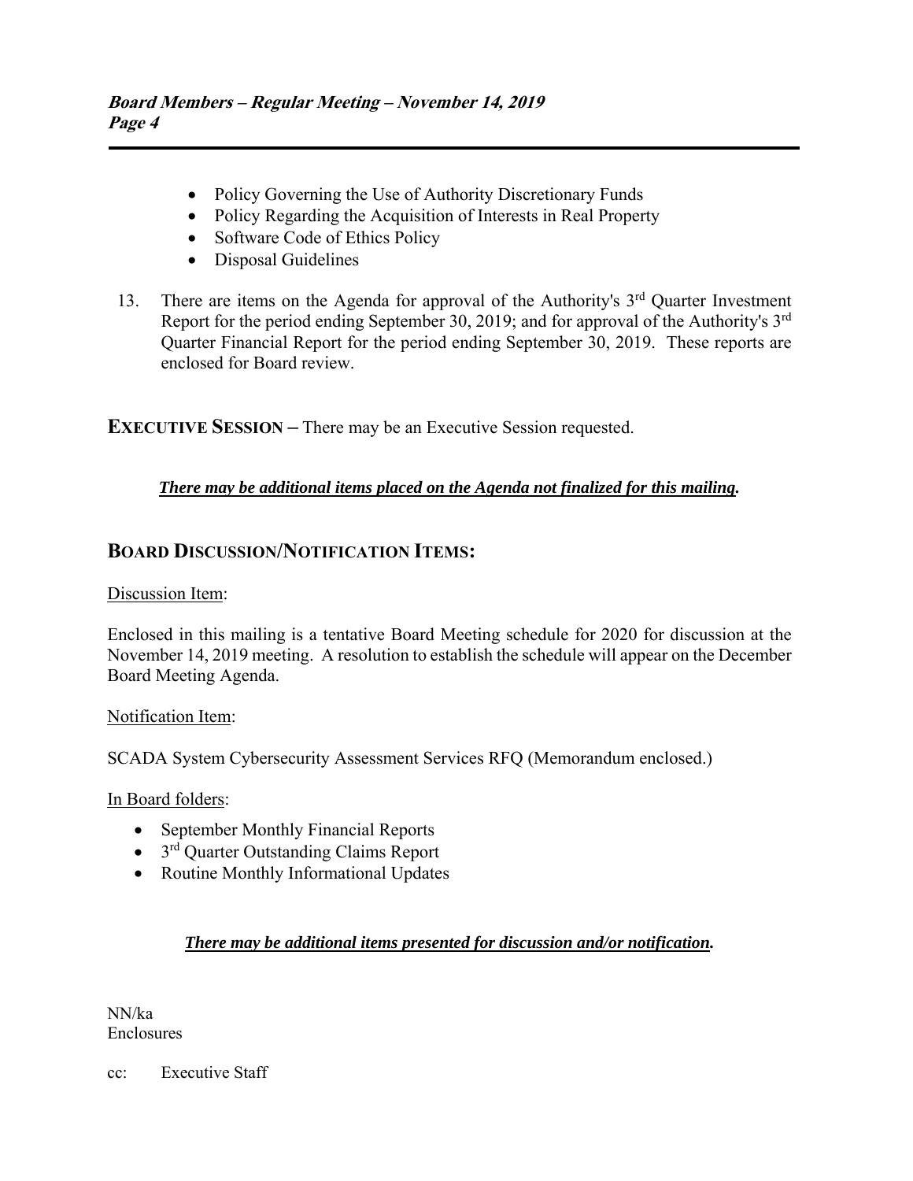- Policy Governing the Use of Authority Discretionary Funds
- Policy Regarding the Acquisition of Interests in Real Property
- Software Code of Ethics Policy
- Disposal Guidelines

13. There are items on the Agenda for approval of the Authority's 3rd Quarter Investment Report for the period ending September 30, 2019; and for approval of the Authority's 3rd Quarter Financial Report for the period ending September 30, 2019. These reports are enclosed for Board review.

**EXECUTIVE SESSION –** There may be an Executive Session requested.

***There may be additional items placed on the Agenda not finalized for this mailing.***

## BOARD DISCUSSION/NOTIFICATION ITEMS:

Discussion Item:

Enclosed in this mailing is a tentative Board Meeting schedule for 2020 for discussion at the November 14, 2019 meeting. A resolution to establish the schedule will appear on the December Board Meeting Agenda.

Notification Item:

SCADA System Cybersecurity Assessment Services RFQ (Memorandum enclosed.)

In Board folders:

- September Monthly Financial Reports
- 3rd Quarter Outstanding Claims Report
- Routine Monthly Informational Updates

***There may be additional items presented for discussion and/or notification.***

NN/ka
Enclosures

cc: Executive Staff